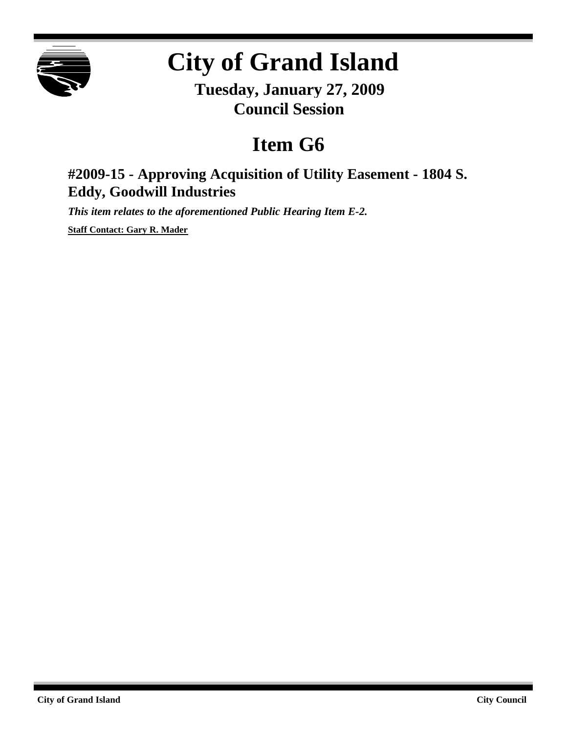# City of Grand Island

**Tuesday, January 27, 2009**
**Council Session**

## Item G6

### #2009-15 - Approving Acquisition of Utility Easement - 1804 S. Eddy, Goodwill Industries

***This item relates to the aforementioned Public Hearing Item E-2.***

**Staff Contact: Gary R. Mader**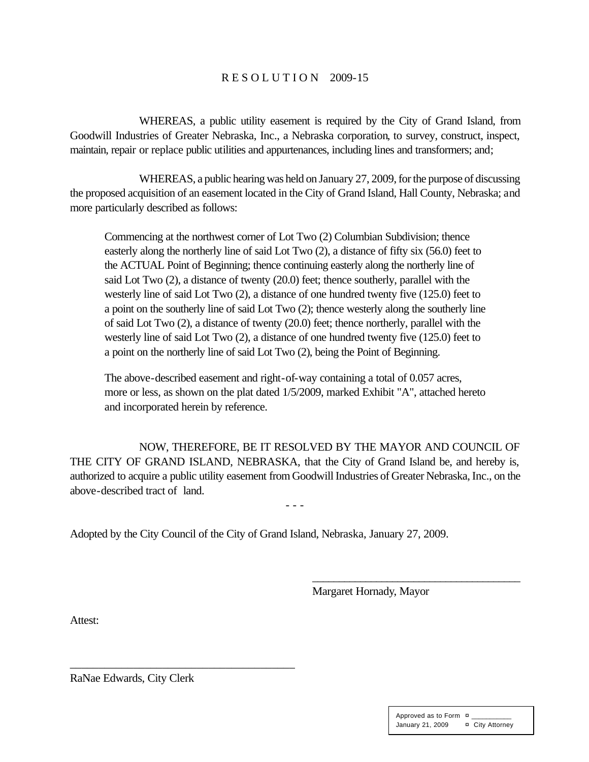# R E S O L U T I O N 2009-15

WHEREAS, a public utility easement is required by the City of Grand Island, from Goodwill Industries of Greater Nebraska, Inc., a Nebraska corporation, to survey, construct, inspect, maintain, repair or replace public utilities and appurtenances, including lines and transformers; and;

WHEREAS, a public hearing was held on January 27, 2009, for the purpose of discussing the proposed acquisition of an easement located in the City of Grand Island, Hall County, Nebraska; and more particularly described as follows:

> Commencing at the northwest corner of Lot Two (2) Columbian Subdivision; thence easterly along the northerly line of said Lot Two (2), a distance of fifty six (56.0) feet to the ACTUAL Point of Beginning; thence continuing easterly along the northerly line of said Lot Two (2), a distance of twenty (20.0) feet; thence southerly, parallel with the westerly line of said Lot Two (2), a distance of one hundred twenty five (125.0) feet to a point on the southerly line of said Lot Two (2); thence westerly along the southerly line of said Lot Two (2), a distance of twenty (20.0) feet; thence northerly, parallel with the westerly line of said Lot Two (2), a distance of one hundred twenty five (125.0) feet to a point on the northerly line of said Lot Two (2), being the Point of Beginning.
>
> The above-described easement and right-of-way containing a total of 0.057 acres, more or less, as shown on the plat dated 1/5/2009, marked Exhibit "A", attached hereto and incorporated herein by reference.

NOW, THEREFORE, BE IT RESOLVED BY THE MAYOR AND COUNCIL OF THE CITY OF GRAND ISLAND, NEBRASKA, that the City of Grand Island be, and hereby is, authorized to acquire a public utility easement from Goodwill Industries of Greater Nebraska, Inc., on the above-described tract of land.

- - -

Adopted by the City Council of the City of Grand Island, Nebraska, January 27, 2009.

\_\_\_\_\_\_\_\_\_\_\_\_\_\_\_\_\_\_\_\_\_\_\_\_\_\_\_\_\_\_\_\_\_\_\_\_\_\_\_
Margaret Hornady, Mayor

Attest:

\_\_\_\_\_\_\_\_\_\_\_\_\_\_\_\_\_\_\_\_\_\_\_\_\_\_\_\_\_\_\_\_\_\_\_\_\_\_\_
RaNae Edwards, City Clerk

| Approved as to Form | ¤ \_\_\_\_\_\_\_\_\_\_ |
|---|---|
| January 21, 2009 | ¤ City Attorney |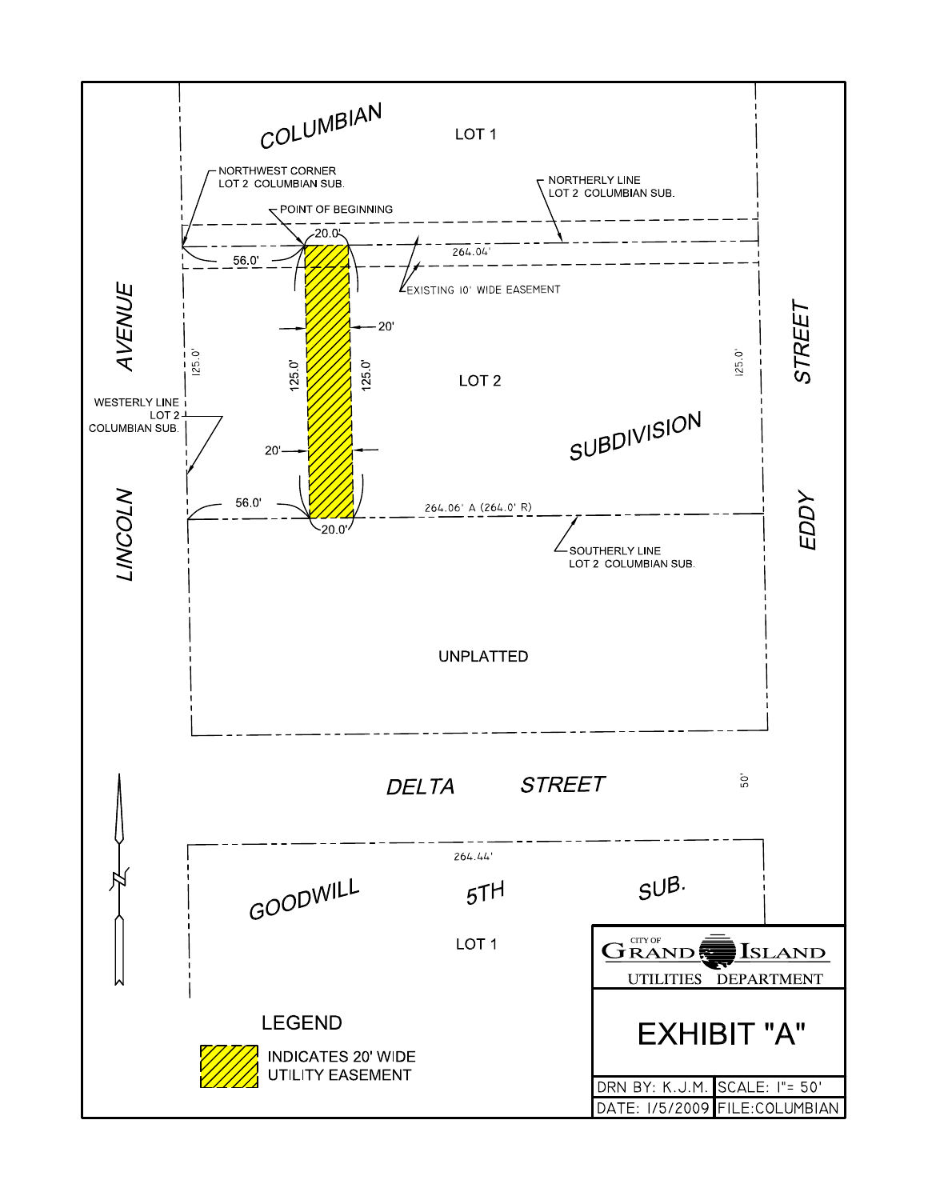COLUMBIAN

LOT 1

NORTHWEST CORNER
LOT 2 COLUMBIAN SUB.

NORTHERLY LINE
LOT 2 COLUMBIAN SUB.

POINT OF BEGINNING

20.0'

56.0'

264.04'

EXISTING 10' WIDE EASEMENT

AVENUE

20'

125.0'

125.0'

125.0'

125.0'

LOT 2

STREET

WESTERLY LINE
LOT 2
COLUMBIAN SUB.

20'

SUBDIVISION

LINCOLN

56.0'

264.06' A (264.0' R)

EDDY

20.0'

SOUTHERLY LINE
LOT 2 COLUMBIAN SUB.

UNPLATTED

DELTA STREET

50'

264.44'

GOODWILL 5TH SUB.

LOT 1

LEGEND

INDICATES 20' WIDE
UTILITY EASEMENT

CITY OF GRAND ISLAND
UTILITIES DEPARTMENT

EXHIBIT "A"

| | |
|---|---|
| DRN BY: K.J.M. | SCALE: 1"= 50' |
| DATE: 1/5/2009 | FILE:COLUMBIAN |